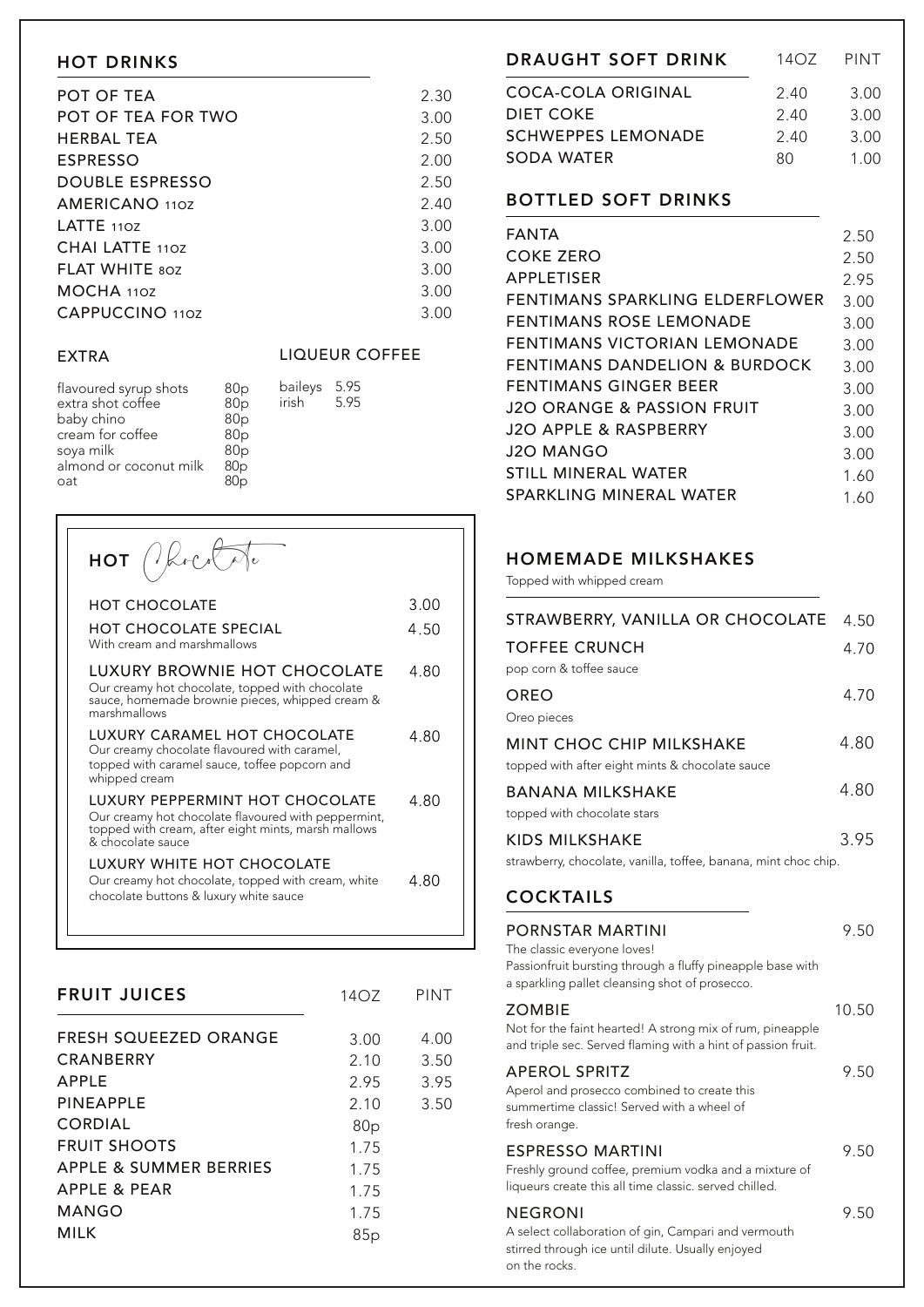## HOT DRINKS

| Item | Price |
|---|---|
| POT OF TEA | 2.30 |
| POT OF TEA FOR TWO | 3.00 |
| HERBAL TEA | 2.50 |
| ESPRESSO | 2.00 |
| DOUBLE ESPRESSO | 2.50 |
| AMERICANO 11OZ | 2.40 |
| LATTE 11OZ | 3.00 |
| CHAI LATTE 11OZ | 3.00 |
| FLAT WHITE 8OZ | 3.00 |
| MOCHA 11OZ | 3.00 |
| CAPPUCCINO 11OZ | 3.00 |

### EXTRA

| Item | Price |
|---|---|
| flavoured syrup shots | 80p |
| extra shot coffee | 80p |
| baby chino | 80p |
| cream for coffee | 80p |
| soya milk | 80p |
| almond or coconut milk | 80p |
| oat | 80p |

### LIQUEUR COFFEE

| Item | Price |
|---|---|
| baileys | 5.95 |
| irish | 5.95 |

## HOT Chocolate

| Item | Price |
|---|---|
| HOT CHOCOLATE | 3.00 |
| HOT CHOCOLATE SPECIAL<br>With cream and marshmallows | 4.50 |
| LUXURY BROWNIE HOT CHOCOLATE<br>Our creamy hot chocolate, topped with chocolate sauce, homemade brownie pieces, whipped cream & marshmallows | 4.80 |
| LUXURY CARAMEL HOT CHOCOLATE<br>Our creamy chocolate flavoured with caramel, topped with caramel sauce, toffee popcorn and whipped cream | 4.80 |
| LUXURY PEPPERMINT HOT CHOCOLATE<br>Our creamy hot chocolate flavoured with peppermint, topped with cream, after eight mints, marsh mallows & chocolate sauce | 4.80 |
| LUXURY WHITE HOT CHOCOLATE<br>Our creamy hot chocolate, topped with cream, white chocolate buttons & luxury white sauce | 4.80 |

## FRUIT JUICES

| Item | 14OZ | PINT |
|---|---|---|
| FRESH SQUEEZED ORANGE | 3.00 | 4.00 |
| CRANBERRY | 2.10 | 3.50 |
| APPLE | 2.95 | 3.95 |
| PINEAPPLE | 2.10 | 3.50 |
| CORDIAL | 80p | |
| FRUIT SHOOTS | 1.75 | |
| APPLE & SUMMER BERRIES | 1.75 | |
| APPLE & PEAR | 1.75 | |
| MANGO | 1.75 | |
| MILK | 85p | |

## DRAUGHT SOFT DRINK

| Item | 14OZ | PINT |
|---|---|---|
| COCA-COLA ORIGINAL | 2.40 | 3.00 |
| DIET COKE | 2.40 | 3.00 |
| SCHWEPPES LEMONADE | 2.40 | 3.00 |
| SODA WATER | 80 | 1.00 |

## BOTTLED SOFT DRINKS

| Item | Price |
|---|---|
| FANTA | 2.50 |
| COKE ZERO | 2.50 |
| APPLETISER | 2.95 |
| FENTIMANS SPARKLING ELDERFLOWER | 3.00 |
| FENTIMANS ROSE LEMONADE | 3.00 |
| FENTIMANS VICTORIAN LEMONADE | 3.00 |
| FENTIMANS DANDELION & BURDOCK | 3.00 |
| FENTIMANS GINGER BEER | 3.00 |
| J2O ORANGE & PASSION FRUIT | 3.00 |
| J2O APPLE & RASPBERRY | 3.00 |
| J2O MANGO | 3.00 |
| STILL MINERAL WATER | 1.60 |
| SPARKLING MINERAL WATER | 1.60 |

## HOMEMADE MILKSHAKES

Topped with whipped cream

| Item | Price |
|---|---|
| STRAWBERRY, VANILLA OR CHOCOLATE | 4.50 |
| TOFFEE CRUNCH<br>pop corn & toffee sauce | 4.70 |
| OREO<br>Oreo pieces | 4.70 |
| MINT CHOC CHIP MILKSHAKE<br>topped with after eight mints & chocolate sauce | 4.80 |
| BANANA MILKSHAKE<br>topped with chocolate stars | 4.80 |
| KIDS MILKSHAKE<br>strawberry, chocolate, vanilla, toffee, banana, mint choc chip. | 3.95 |

## COCKTAILS

| Item | Price |
|---|---|
| PORNSTAR MARTINI<br>The classic everyone loves! Passionfruit bursting through a fluffy pineapple base with a sparkling pallet cleansing shot of prosecco. | 9.50 |
| ZOMBIE<br>Not for the faint hearted! A strong mix of rum, pineapple and triple sec. Served flaming with a hint of passion fruit. | 10.50 |
| APEROL SPRITZ<br>Aperol and prosecco combined to create this summertime classic! Served with a wheel of fresh orange. | 9.50 |
| ESPRESSO MARTINI<br>Freshly ground coffee, premium vodka and a mixture of liqueurs create this all time classic. served chilled. | 9.50 |
| NEGRONI<br>A select collaboration of gin, Campari and vermouth stirred through ice until dilute. Usually enjoyed on the rocks. | 9.50 |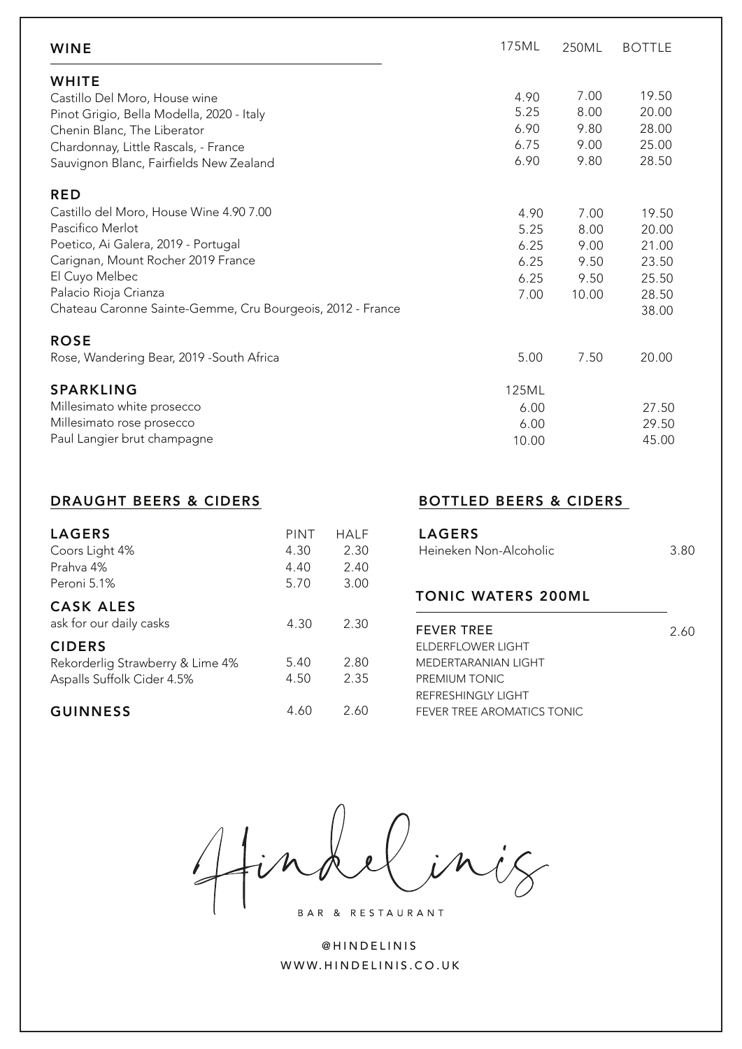## WINE

| | 175ML | 250ML | BOTTLE |
|---|---|---|---|
| **WHITE** | | | |
| Castillo Del Moro, House wine | 4.90 | 7.00 | 19.50 |
| Pinot Grigio, Bella Modella, 2020 - Italy | 5.25 | 8.00 | 20.00 |
| Chenin Blanc, The Liberator | 6.90 | 9.80 | 28.00 |
| Chardonnay, Little Rascals, - France | 6.75 | 9.00 | 25.00 |
| Sauvignon Blanc, Fairfields New Zealand | 6.90 | 9.80 | 28.50 |
| **RED** | | | |
| Castillo del Moro, House Wine 4.90 7.00 | 4.90 | 7.00 | 19.50 |
| Pascifico Merlot | 5.25 | 8.00 | 20.00 |
| Poetico, Ai Galera, 2019 - Portugal | 6.25 | 9.00 | 21.00 |
| Carignan, Mount Rocher 2019 France | 6.25 | 9.50 | 23.50 |
| El Cuyo Melbec | 6.25 | 9.50 | 25.50 |
| Palacio Rioja Crianza | 7.00 | 10.00 | 28.50 |
| Chateau Caronne Sainte-Gemme, Cru Bourgeois, 2012 - France | | | 38.00 |
| **ROSE** | | | |
| Rose, Wandering Bear, 2019 -South Africa | 5.00 | 7.50 | 20.00 |
| **SPARKLING** | 125ML | | |
| Millesimato white prosecco | 6.00 | | 27.50 |
| Millesimato rose prosecco | 6.00 | | 29.50 |
| Paul Langier brut champagne | 10.00 | | 45.00 |

## DRAUGHT BEERS & CIDERS

| | PINT | HALF |
|---|---|---|
| **LAGERS** | | |
| Coors Light 4% | 4.30 | 2.30 |
| Prahva 4% | 4.40 | 2.40 |
| Peroni 5.1% | 5.70 | 3.00 |
| **CASK ALES** | | |
| ask for our daily casks | 4.30 | 2.30 |
| **CIDERS** | | |
| Rekorderlig Strawberry & Lime 4% | 5.40 | 2.80 |
| Aspalls Suffolk Cider 4.5% | 4.50 | 2.35 |
| **GUINNESS** | 4.60 | 2.60 |

## BOTTLED BEERS & CIDERS

**LAGERS**

Heineken Non-Alcoholic 3.80

### TONIC WATERS 200ML

**FEVER TREE** 2.60

ELDERFLOWER LIGHT
MEDERTARANIAN LIGHT
PREMIUM TONIC
REFRESHINGLY LIGHT
FEVER TREE AROMATICS TONIC

Hindelinis
BAR & RESTAURANT

@HINDELINIS
WWW.HINDELINIS.CO.UK